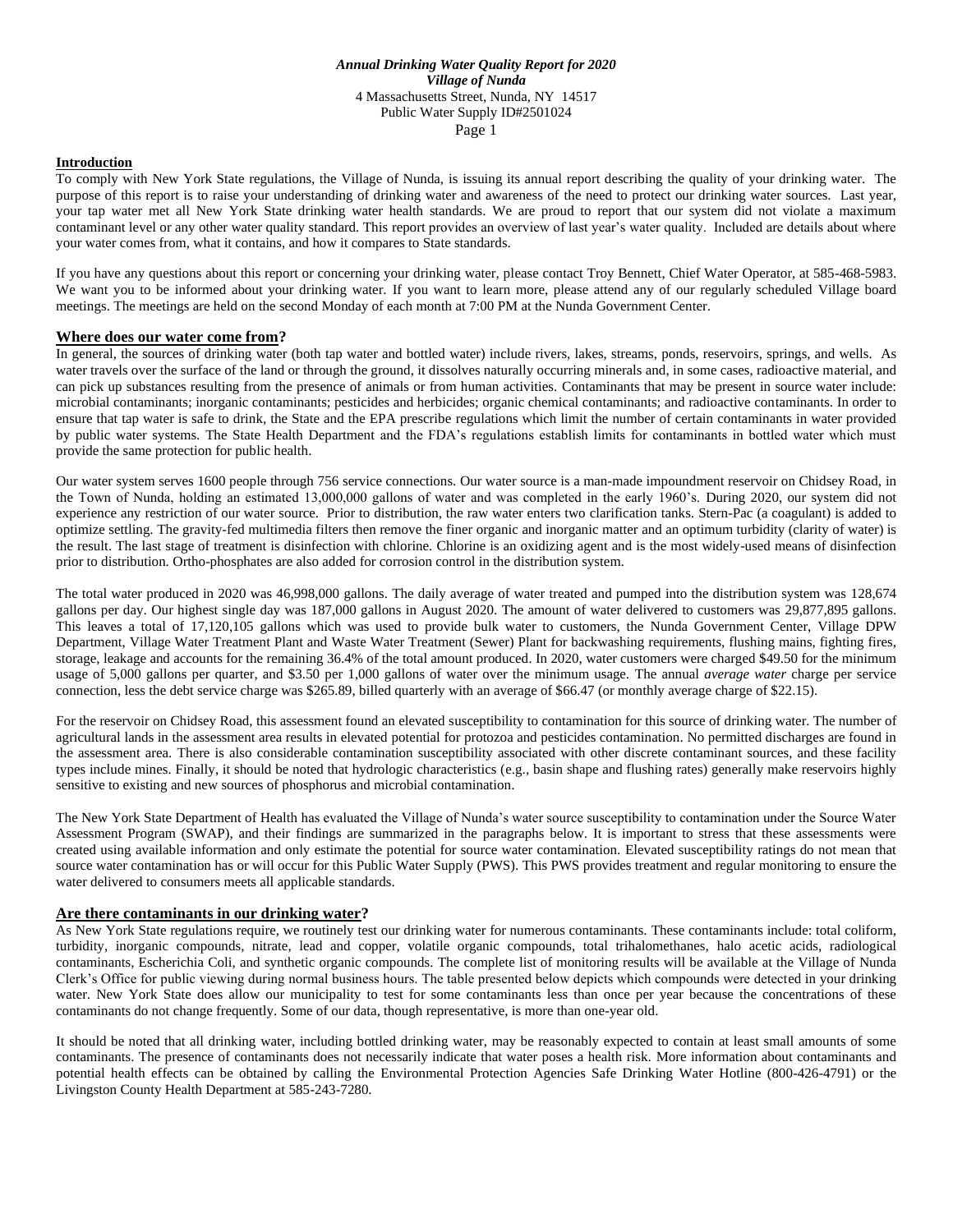*Annual Drinking Water Quality Report for 2020*
*Village of Nunda*
4 Massachusetts Street, Nunda, NY 14517
Public Water Supply ID#2501024

**Introduction**

To comply with New York State regulations, the Village of Nunda, is issuing its annual report describing the quality of your drinking water. The purpose of this report is to raise your understanding of drinking water and awareness of the need to protect our drinking water sources. Last year, your tap water met all New York State drinking water health standards. We are proud to report that our system did not violate a maximum contaminant level or any other water quality standard. This report provides an overview of last year's water quality. Included are details about where your water comes from, what it contains, and how it compares to State standards.

If you have any questions about this report or concerning your drinking water, please contact Troy Bennett, Chief Water Operator, at 585-468-5983. We want you to be informed about your drinking water. If you want to learn more, please attend any of our regularly scheduled Village board meetings. The meetings are held on the second Monday of each month at 7:00 PM at the Nunda Government Center.

## Where does our water come from?

In general, the sources of drinking water (both tap water and bottled water) include rivers, lakes, streams, ponds, reservoirs, springs, and wells. As water travels over the surface of the land or through the ground, it dissolves naturally occurring minerals and, in some cases, radioactive material, and can pick up substances resulting from the presence of animals or from human activities. Contaminants that may be present in source water include: microbial contaminants; inorganic contaminants; pesticides and herbicides; organic chemical contaminants; and radioactive contaminants. In order to ensure that tap water is safe to drink, the State and the EPA prescribe regulations which limit the number of certain contaminants in water provided by public water systems. The State Health Department and the FDA's regulations establish limits for contaminants in bottled water which must provide the same protection for public health.

Our water system serves 1600 people through 756 service connections. Our water source is a man-made impoundment reservoir on Chidsey Road, in the Town of Nunda, holding an estimated 13,000,000 gallons of water and was completed in the early 1960's. During 2020, our system did not experience any restriction of our water source. Prior to distribution, the raw water enters two clarification tanks. Stern-Pac (a coagulant) is added to optimize settling. The gravity-fed multimedia filters then remove the finer organic and inorganic matter and an optimum turbidity (clarity of water) is the result. The last stage of treatment is disinfection with chlorine. Chlorine is an oxidizing agent and is the most widely-used means of disinfection prior to distribution. Ortho-phosphates are also added for corrosion control in the distribution system.

The total water produced in 2020 was 46,998,000 gallons. The daily average of water treated and pumped into the distribution system was 128,674 gallons per day. Our highest single day was 187,000 gallons in August 2020. The amount of water delivered to customers was 29,877,895 gallons. This leaves a total of 17,120,105 gallons which was used to provide bulk water to customers, the Nunda Government Center, Village DPW Department, Village Water Treatment Plant and Waste Water Treatment (Sewer) Plant for backwashing requirements, flushing mains, fighting fires, storage, leakage and accounts for the remaining 36.4% of the total amount produced. In 2020, water customers were charged $49.50 for the minimum usage of 5,000 gallons per quarter, and $3.50 per 1,000 gallons of water over the minimum usage. The annual *average water* charge per service connection, less the debt service charge was $265.89, billed quarterly with an average of $66.47 (or monthly average charge of $22.15).

For the reservoir on Chidsey Road, this assessment found an elevated susceptibility to contamination for this source of drinking water. The number of agricultural lands in the assessment area results in elevated potential for protozoa and pesticides contamination. No permitted discharges are found in the assessment area. There is also considerable contamination susceptibility associated with other discrete contaminant sources, and these facility types include mines. Finally, it should be noted that hydrologic characteristics (e.g., basin shape and flushing rates) generally make reservoirs highly sensitive to existing and new sources of phosphorus and microbial contamination.

The New York State Department of Health has evaluated the Village of Nunda's water source susceptibility to contamination under the Source Water Assessment Program (SWAP), and their findings are summarized in the paragraphs below. It is important to stress that these assessments were created using available information and only estimate the potential for source water contamination. Elevated susceptibility ratings do not mean that source water contamination has or will occur for this Public Water Supply (PWS). This PWS provides treatment and regular monitoring to ensure the water delivered to consumers meets all applicable standards.

## Are there contaminants in our drinking water?

As New York State regulations require, we routinely test our drinking water for numerous contaminants. These contaminants include: total coliform, turbidity, inorganic compounds, nitrate, lead and copper, volatile organic compounds, total trihalomethanes, halo acetic acids, radiological contaminants, Escherichia Coli, and synthetic organic compounds. The complete list of monitoring results will be available at the Village of Nunda Clerk's Office for public viewing during normal business hours. The table presented below depicts which compounds were detected in your drinking water. New York State does allow our municipality to test for some contaminants less than once per year because the concentrations of these contaminants do not change frequently. Some of our data, though representative, is more than one-year old.

It should be noted that all drinking water, including bottled drinking water, may be reasonably expected to contain at least small amounts of some contaminants. The presence of contaminants does not necessarily indicate that water poses a health risk. More information about contaminants and potential health effects can be obtained by calling the Environmental Protection Agencies Safe Drinking Water Hotline (800-426-4791) or the Livingston County Health Department at 585-243-7280.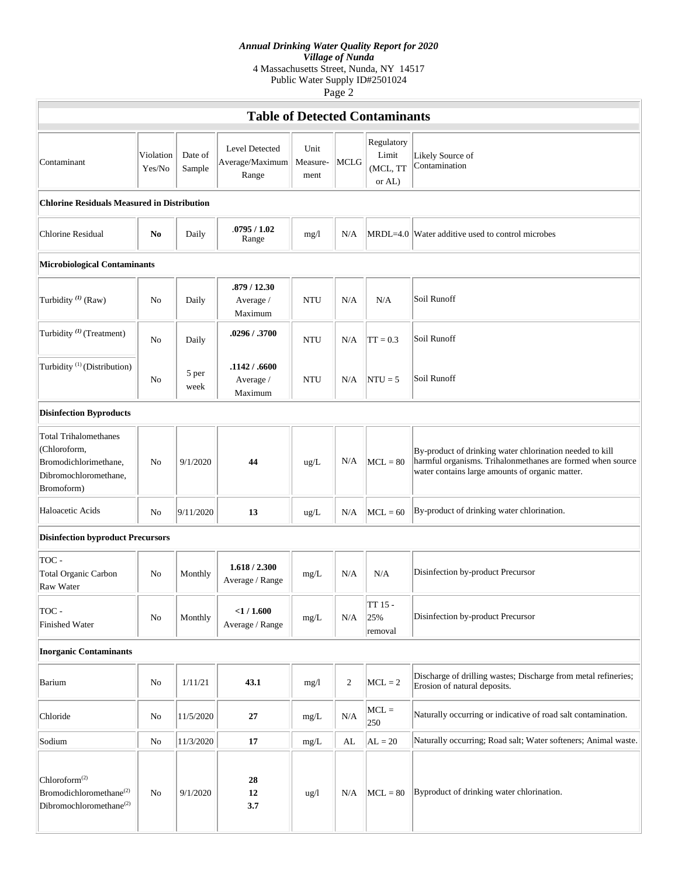*Annual Drinking Water Quality Report for 2020*
*Village of Nunda*
4 Massachusetts Street, Nunda, NY 14517
Public Water Supply ID#2501024

## Table of Detected Contaminants

| Contaminant | Violation Yes/No | Date of Sample | Level Detected Average/Maximum Range | Unit Measure-ment | MCLG | Regulatory Limit (MCL, TT or AL) | Likely Source of Contamination |
|---|---|---|---|---|---|---|---|
| **Chlorine Residuals Measured in Distribution** | | | | | | | |
| Chlorine Residual | **No** | Daily | **.0795 / 1.02** Range | mg/l | N/A | MRDL=4.0 | Water additive used to control microbes |
| **Microbiological Contaminants** | | | | | | | |
| Turbidity [(1)] (Raw) | No | Daily | **.879 / 12.30** Average / Maximum | NTU | N/A | N/A | Soil Runoff |
| Turbidity [(1)] (Treatment) | No | Daily | **.0296 / .3700** | NTU | N/A | TT = 0.3 | Soil Runoff |
| Turbidity [(1)] (Distribution) | No | 5 per week | **.1142 / .6600** Average / Maximum | NTU | N/A | NTU = 5 | Soil Runoff |
| **Disinfection Byproducts** | | | | | | | |
| Total Trihalomethanes (Chloroform, Bromodichlorimethane, Dibromochloromethane, Bromoform) | No | 9/1/2020 | **44** | ug/L | N/A | MCL = 80 | By-product of drinking water chlorination needed to kill harmful organisms. Trihalonmethanes are formed when source water contains large amounts of organic matter. |
| Haloacetic Acids | No | 9/11/2020 | **13** | ug/L | N/A | MCL = 60 | By-product of drinking water chlorination. |
| **Disinfection byproduct Precursors** | | | | | | | |
| TOC - Total Organic Carbon Raw Water | No | Monthly | **1.618 / 2.300** Average / Range | mg/L | N/A | N/A | Disinfection by-product Precursor |
| TOC - Finished Water | No | Monthly | **<1 / 1.600** Average / Range | mg/L | N/A | TT 15 - 25% removal | Disinfection by-product Precursor |
| **Inorganic Contaminants** | | | | | | | |
| Barium | No | 1/11/21 | **43.1** | mg/l | 2 | MCL = 2 | Discharge of drilling wastes; Discharge from metal refineries; Erosion of natural deposits. |
| Chloride | No | 11/5/2020 | **27** | mg/L | N/A | MCL = 250 | Naturally occurring or indicative of road salt contamination. |
| Sodium | No | 11/3/2020 | **17** | mg/L | AL | AL = 20 | Naturally occurring; Road salt; Water softeners; Animal waste. |
| Chloroform[(2)] Bromodichloromethane[(2)] Dibromochloromethane[(2)] | No | 9/1/2020 | **28** **12** **3.7** | ug/l | N/A | MCL = 80 | Byproduct of drinking water chlorination. |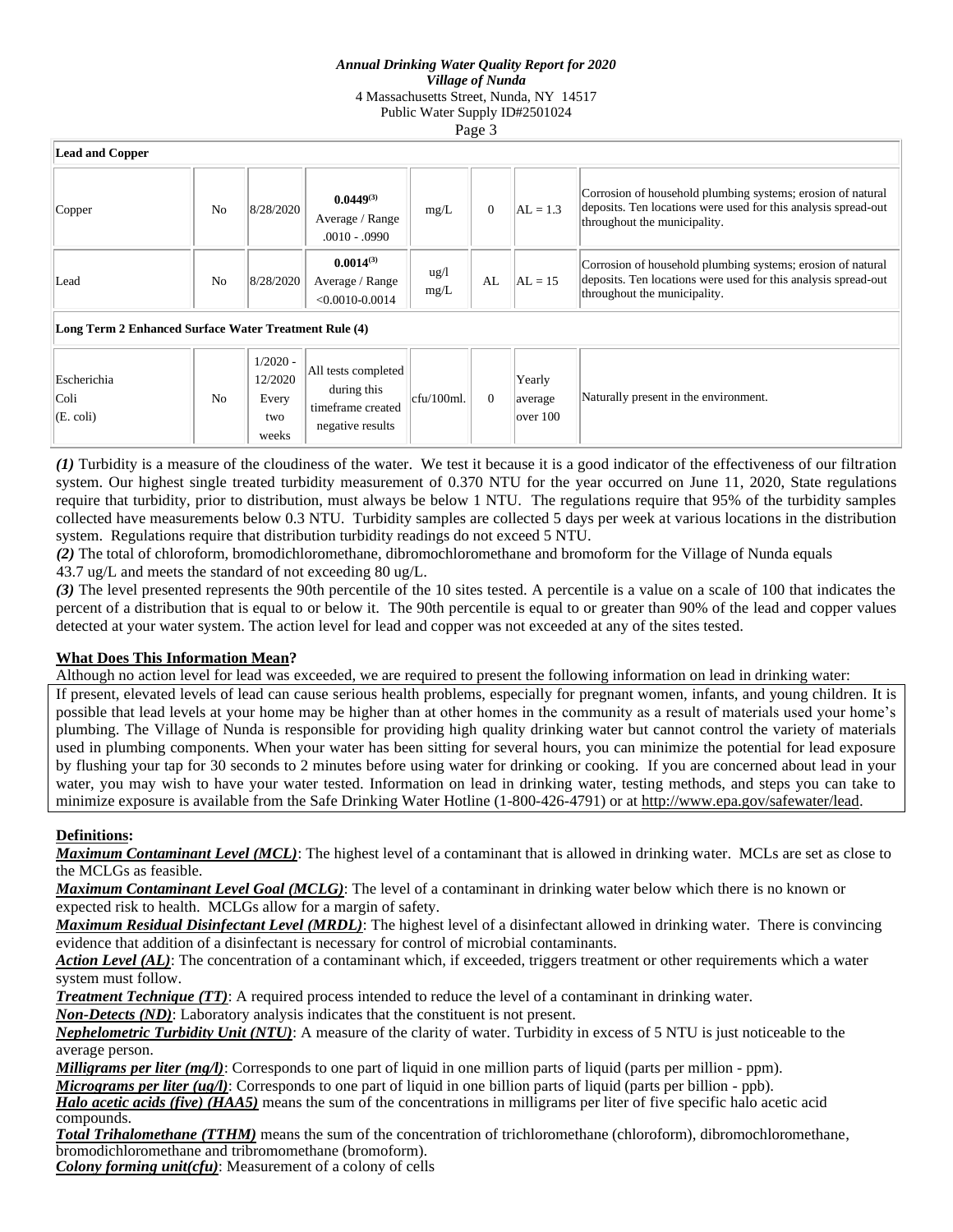| Lead and Copper | | | | | | | |
|---|---|---|---|---|---|---|---|
| Copper | No | 8/28/2020 | **0.0449**(3) Average / Range .0010 - .0990 | mg/L | 0 | AL = 1.3 | Corrosion of household plumbing systems; erosion of natural deposits. Ten locations were used for this analysis spread-out throughout the municipality. |
| Lead | No | 8/28/2020 | **0.0014**(3) Average / Range <0.0010-0.0014 | ug/l mg/L | AL | AL = 15 | Corrosion of household plumbing systems; erosion of natural deposits. Ten locations were used for this analysis spread-out throughout the municipality. |
| **Long Term 2 Enhanced Surface Water Treatment Rule (4)** | | | | | | | |
| Escherichia Coli (E. coli) | No | 1/2020 - 12/2020 Every two weeks | All tests completed during this timeframe created negative results | cfu/100ml. | 0 | Yearly average over 100 | Naturally present in the environment. |

***(1)*** Turbidity is a measure of the cloudiness of the water. We test it because it is a good indicator of the effectiveness of our filtration system. Our highest single treated turbidity measurement of 0.370 NTU for the year occurred on June 11, 2020, State regulations require that turbidity, prior to distribution, must always be below 1 NTU. The regulations require that 95% of the turbidity samples collected have measurements below 0.3 NTU. Turbidity samples are collected 5 days per week at various locations in the distribution system. Regulations require that distribution turbidity readings do not exceed 5 NTU.

***(2)*** The total of chloroform, bromodichloromethane, dibromochloromethane and bromoform for the Village of Nunda equals 43.7 ug/L and meets the standard of not exceeding 80 ug/L.

***(3)*** The level presented represents the 90th percentile of the 10 sites tested. A percentile is a value on a scale of 100 that indicates the percent of a distribution that is equal to or below it. The 90th percentile is equal to or greater than 90% of the lead and copper values detected at your water system. The action level for lead and copper was not exceeded at any of the sites tested.

**What Does This Information Mean?**

Although no action level for lead was exceeded, we are required to present the following information on lead in drinking water:

If present, elevated levels of lead can cause serious health problems, especially for pregnant women, infants, and young children. It is possible that lead levels at your home may be higher than at other homes in the community as a result of materials used your home's plumbing. The Village of Nunda is responsible for providing high quality drinking water but cannot control the variety of materials used in plumbing components. When your water has been sitting for several hours, you can minimize the potential for lead exposure by flushing your tap for 30 seconds to 2 minutes before using water for drinking or cooking. If you are concerned about lead in your water, you may wish to have your water tested. Information on lead in drinking water, testing methods, and steps you can take to minimize exposure is available from the Safe Drinking Water Hotline (1-800-426-4791) or at http://www.epa.gov/safewater/lead.

**Definitions:**

***Maximum Contaminant Level (MCL)***: The highest level of a contaminant that is allowed in drinking water. MCLs are set as close to the MCLGs as feasible.

***Maximum Contaminant Level Goal (MCLG)***: The level of a contaminant in drinking water below which there is no known or expected risk to health. MCLGs allow for a margin of safety.

***Maximum Residual Disinfectant Level (MRDL)***: The highest level of a disinfectant allowed in drinking water. There is convincing evidence that addition of a disinfectant is necessary for control of microbial contaminants.

***Action Level (AL)***: The concentration of a contaminant which, if exceeded, triggers treatment or other requirements which a water system must follow.

***Treatment Technique (TT)***: A required process intended to reduce the level of a contaminant in drinking water.

***Non-Detects (ND)***: Laboratory analysis indicates that the constituent is not present.

***Nephelometric Turbidity Unit (NTU)***: A measure of the clarity of water. Turbidity in excess of 5 NTU is just noticeable to the average person.

***Milligrams per liter (mg/l)***: Corresponds to one part of liquid in one million parts of liquid (parts per million - ppm).

***Micrograms per liter (ug/l)***: Corresponds to one part of liquid in one billion parts of liquid (parts per billion - ppb).

***Halo acetic acids (five) (HAA5)*** means the sum of the concentrations in milligrams per liter of five specific halo acetic acid compounds.

***Total Trihalomethane (TTHM)*** means the sum of the concentration of trichloromethane (chloroform), dibromochloromethane, bromodichloromethane and tribromomethane (bromoform).

***Colony forming unit(cfu)***: Measurement of a colony of cells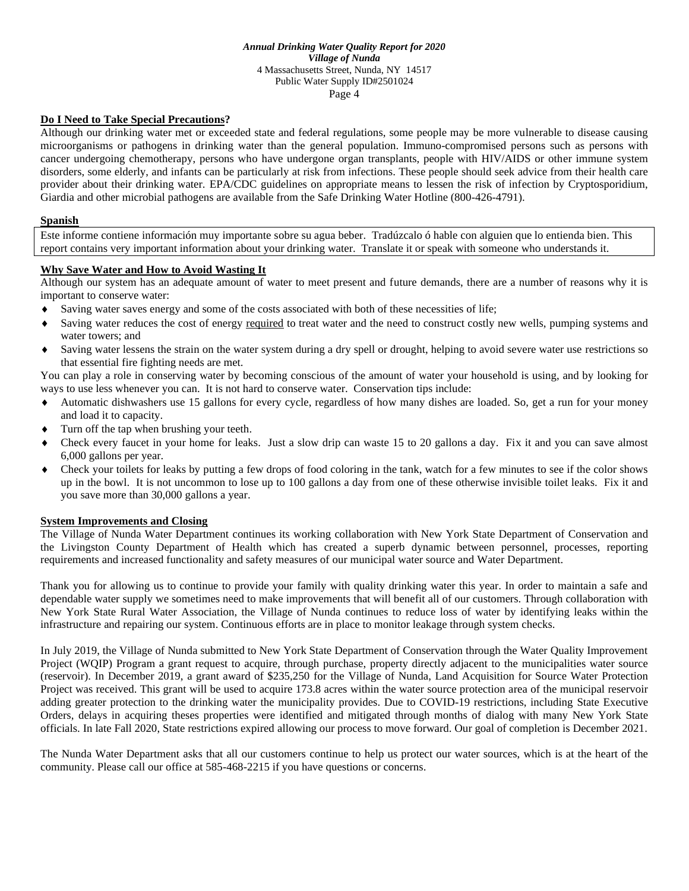## Do I Need to Take Special Precautions?

Although our drinking water met or exceeded state and federal regulations, some people may be more vulnerable to disease causing microorganisms or pathogens in drinking water than the general population. Immuno-compromised persons such as persons with cancer undergoing chemotherapy, persons who have undergone organ transplants, people with HIV/AIDS or other immune system disorders, some elderly, and infants can be particularly at risk from infections. These people should seek advice from their health care provider about their drinking water. EPA/CDC guidelines on appropriate means to lessen the risk of infection by Cryptosporidium, Giardia and other microbial pathogens are available from the Safe Drinking Water Hotline (800-426-4791).

## Spanish

Este informe contiene información muy importante sobre su agua beber. Tradúzcalo ó hable con alguien que lo entienda bien. This report contains very important information about your drinking water. Translate it or speak with someone who understands it.

## Why Save Water and How to Avoid Wasting It

Although our system has an adequate amount of water to meet present and future demands, there are a number of reasons why it is important to conserve water:

- Saving water saves energy and some of the costs associated with both of these necessities of life;
- Saving water reduces the cost of energy required to treat water and the need to construct costly new wells, pumping systems and water towers; and
- Saving water lessens the strain on the water system during a dry spell or drought, helping to avoid severe water use restrictions so that essential fire fighting needs are met.

You can play a role in conserving water by becoming conscious of the amount of water your household is using, and by looking for ways to use less whenever you can. It is not hard to conserve water. Conservation tips include:

- Automatic dishwashers use 15 gallons for every cycle, regardless of how many dishes are loaded. So, get a run for your money and load it to capacity.
- Turn off the tap when brushing your teeth.
- Check every faucet in your home for leaks. Just a slow drip can waste 15 to 20 gallons a day. Fix it and you can save almost 6,000 gallons per year.
- Check your toilets for leaks by putting a few drops of food coloring in the tank, watch for a few minutes to see if the color shows up in the bowl. It is not uncommon to lose up to 100 gallons a day from one of these otherwise invisible toilet leaks. Fix it and you save more than 30,000 gallons a year.

## System Improvements and Closing

The Village of Nunda Water Department continues its working collaboration with New York State Department of Conservation and the Livingston County Department of Health which has created a superb dynamic between personnel, processes, reporting requirements and increased functionality and safety measures of our municipal water source and Water Department.

Thank you for allowing us to continue to provide your family with quality drinking water this year. In order to maintain a safe and dependable water supply we sometimes need to make improvements that will benefit all of our customers. Through collaboration with New York State Rural Water Association, the Village of Nunda continues to reduce loss of water by identifying leaks within the infrastructure and repairing our system. Continuous efforts are in place to monitor leakage through system checks.

In July 2019, the Village of Nunda submitted to New York State Department of Conservation through the Water Quality Improvement Project (WQIP) Program a grant request to acquire, through purchase, property directly adjacent to the municipalities water source (reservoir). In December 2019, a grant award of $235,250 for the Village of Nunda, Land Acquisition for Source Water Protection Project was received. This grant will be used to acquire 173.8 acres within the water source protection area of the municipal reservoir adding greater protection to the drinking water the municipality provides. Due to COVID-19 restrictions, including State Executive Orders, delays in acquiring theses properties were identified and mitigated through months of dialog with many New York State officials. In late Fall 2020, State restrictions expired allowing our process to move forward. Our goal of completion is December 2021.

The Nunda Water Department asks that all our customers continue to help us protect our water sources, which is at the heart of the community. Please call our office at 585-468-2215 if you have questions or concerns.